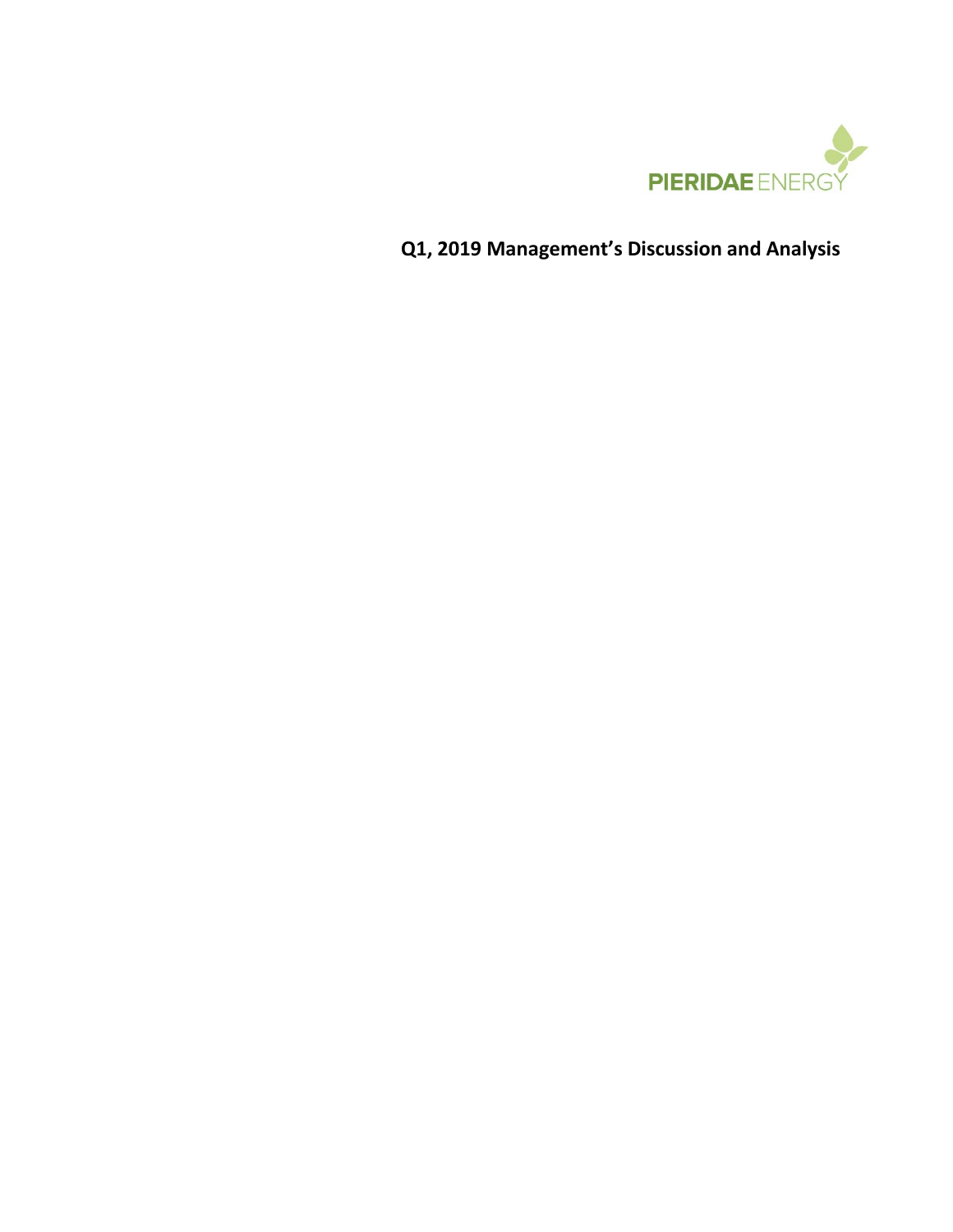PIERIDAE ENERGY

# Q1, 2019 Management's Discussion and Analysis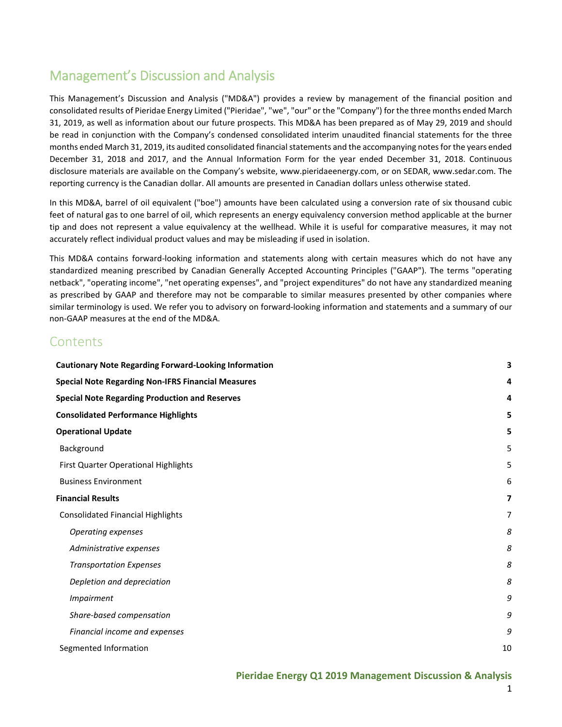# Management's Discussion and Analysis

This Management's Discussion and Analysis ("MD&A") provides a review by management of the financial position and consolidated results of Pieridae Energy Limited ("Pieridae", "we", "our" or the "Company") for the three months ended March 31, 2019, as well as information about our future prospects. This MD&A has been prepared as of May 29, 2019 and should be read in conjunction with the Company's condensed consolidated interim unaudited financial statements for the three months ended March 31, 2019, its audited consolidated financial statements and the accompanying notes for the years ended December 31, 2018 and 2017, and the Annual Information Form for the year ended December 31, 2018. Continuous disclosure materials are available on the Company's website, www.pieridaeenergy.com, or on SEDAR, www.sedar.com. The reporting currency is the Canadian dollar. All amounts are presented in Canadian dollars unless otherwise stated.

In this MD&A, barrel of oil equivalent ("boe") amounts have been calculated using a conversion rate of six thousand cubic feet of natural gas to one barrel of oil, which represents an energy equivalency conversion method applicable at the burner tip and does not represent a value equivalency at the wellhead. While it is useful for comparative measures, it may not accurately reflect individual product values and may be misleading if used in isolation.

This MD&A contains forward-looking information and statements along with certain measures which do not have any standardized meaning prescribed by Canadian Generally Accepted Accounting Principles ("GAAP"). The terms "operating netback", "operating income", "net operating expenses", and "project expenditures" do not have any standardized meaning as prescribed by GAAP and therefore may not be comparable to similar measures presented by other companies where similar terminology is used. We refer you to advisory on forward-looking information and statements and a summary of our non-GAAP measures at the end of the MD&A.

## Contents

| | |
|---|---|
| **Cautionary Note Regarding Forward-Looking Information** | **3** |
| **Special Note Regarding Non-IFRS Financial Measures** | **4** |
| **Special Note Regarding Production and Reserves** | **4** |
| **Consolidated Performance Highlights** | **5** |
| **Operational Update** | **5** |
| Background | 5 |
| First Quarter Operational Highlights | 5 |
| Business Environment | 6 |
| **Financial Results** | **7** |
| Consolidated Financial Highlights | 7 |
| *Operating expenses* | *8* |
| *Administrative expenses* | *8* |
| *Transportation Expenses* | *8* |
| *Depletion and depreciation* | *8* |
| *Impairment* | *9* |
| *Share-based compensation* | *9* |
| *Financial income and expenses* | *9* |
| Segmented Information | 10 |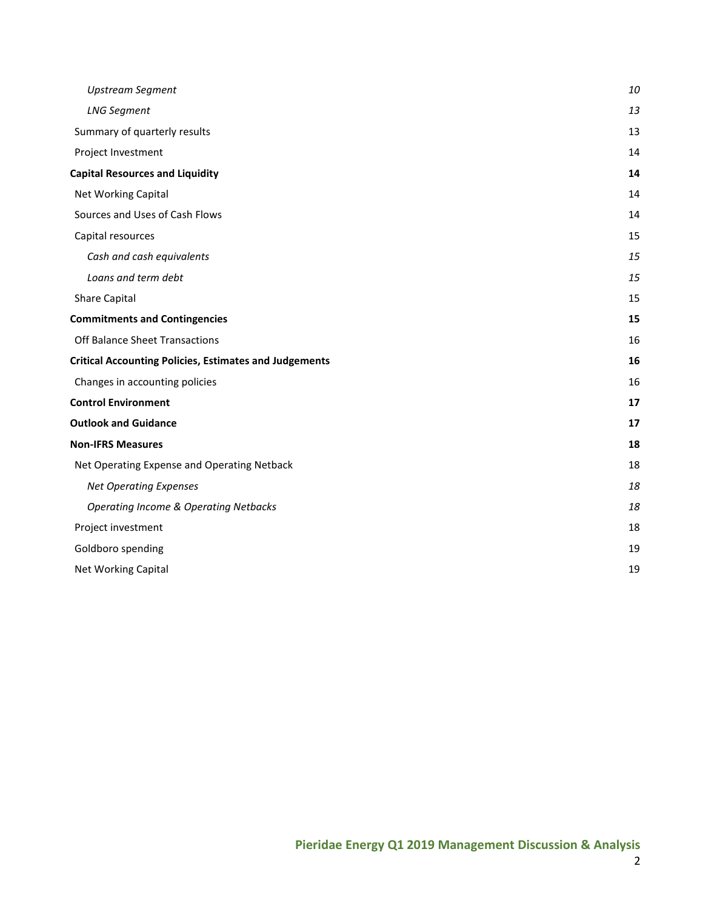| | |
|---|---|
| *Upstream Segment* | *10* |
| *LNG Segment* | *13* |
| Summary of quarterly results | 13 |
| Project Investment | 14 |
| **Capital Resources and Liquidity** | **14** |
| Net Working Capital | 14 |
| Sources and Uses of Cash Flows | 14 |
| Capital resources | 15 |
| *Cash and cash equivalents* | *15* |
| *Loans and term debt* | *15* |
| Share Capital | 15 |
| **Commitments and Contingencies** | **15** |
| Off Balance Sheet Transactions | 16 |
| **Critical Accounting Policies, Estimates and Judgements** | **16** |
| Changes in accounting policies | 16 |
| **Control Environment** | **17** |
| **Outlook and Guidance** | **17** |
| **Non-IFRS Measures** | **18** |
| Net Operating Expense and Operating Netback | 18 |
| *Net Operating Expenses* | *18* |
| *Operating Income & Operating Netbacks* | *18* |
| Project investment | 18 |
| Goldboro spending | 19 |
| Net Working Capital | 19 |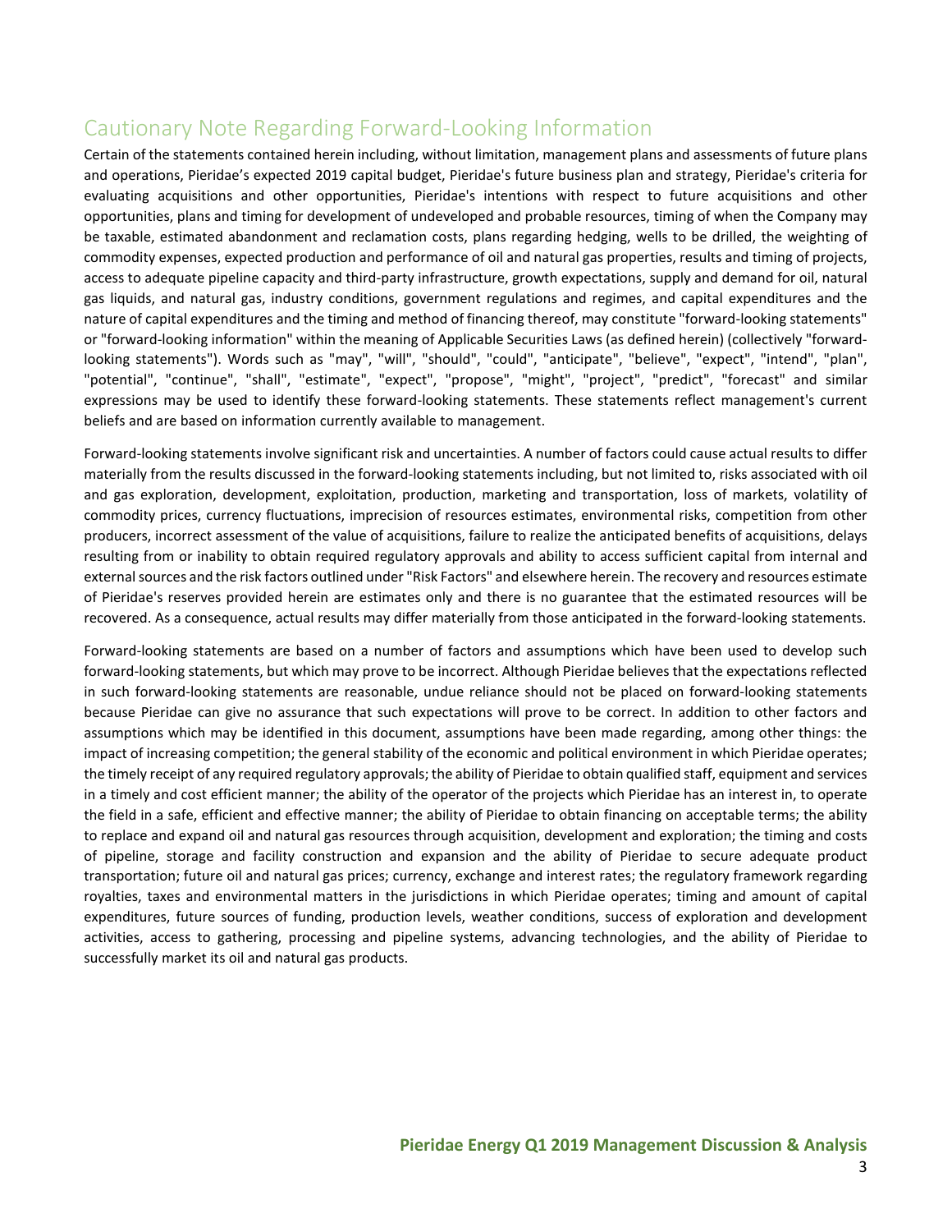## Cautionary Note Regarding Forward-Looking Information

Certain of the statements contained herein including, without limitation, management plans and assessments of future plans and operations, Pieridae's expected 2019 capital budget, Pieridae's future business plan and strategy, Pieridae's criteria for evaluating acquisitions and other opportunities, Pieridae's intentions with respect to future acquisitions and other opportunities, plans and timing for development of undeveloped and probable resources, timing of when the Company may be taxable, estimated abandonment and reclamation costs, plans regarding hedging, wells to be drilled, the weighting of commodity expenses, expected production and performance of oil and natural gas properties, results and timing of projects, access to adequate pipeline capacity and third-party infrastructure, growth expectations, supply and demand for oil, natural gas liquids, and natural gas, industry conditions, government regulations and regimes, and capital expenditures and the nature of capital expenditures and the timing and method of financing thereof, may constitute "forward-looking statements" or "forward-looking information" within the meaning of Applicable Securities Laws (as defined herein) (collectively "forward-looking statements"). Words such as "may", "will", "should", "could", "anticipate", "believe", "expect", "intend", "plan", "potential", "continue", "shall", "estimate", "expect", "propose", "might", "project", "predict", "forecast" and similar expressions may be used to identify these forward-looking statements. These statements reflect management's current beliefs and are based on information currently available to management.

Forward-looking statements involve significant risk and uncertainties. A number of factors could cause actual results to differ materially from the results discussed in the forward-looking statements including, but not limited to, risks associated with oil and gas exploration, development, exploitation, production, marketing and transportation, loss of markets, volatility of commodity prices, currency fluctuations, imprecision of resources estimates, environmental risks, competition from other producers, incorrect assessment of the value of acquisitions, failure to realize the anticipated benefits of acquisitions, delays resulting from or inability to obtain required regulatory approvals and ability to access sufficient capital from internal and external sources and the risk factors outlined under "Risk Factors" and elsewhere herein. The recovery and resources estimate of Pieridae's reserves provided herein are estimates only and there is no guarantee that the estimated resources will be recovered. As a consequence, actual results may differ materially from those anticipated in the forward-looking statements.

Forward-looking statements are based on a number of factors and assumptions which have been used to develop such forward-looking statements, but which may prove to be incorrect. Although Pieridae believes that the expectations reflected in such forward-looking statements are reasonable, undue reliance should not be placed on forward-looking statements because Pieridae can give no assurance that such expectations will prove to be correct. In addition to other factors and assumptions which may be identified in this document, assumptions have been made regarding, among other things: the impact of increasing competition; the general stability of the economic and political environment in which Pieridae operates; the timely receipt of any required regulatory approvals; the ability of Pieridae to obtain qualified staff, equipment and services in a timely and cost efficient manner; the ability of the operator of the projects which Pieridae has an interest in, to operate the field in a safe, efficient and effective manner; the ability of Pieridae to obtain financing on acceptable terms; the ability to replace and expand oil and natural gas resources through acquisition, development and exploration; the timing and costs of pipeline, storage and facility construction and expansion and the ability of Pieridae to secure adequate product transportation; future oil and natural gas prices; currency, exchange and interest rates; the regulatory framework regarding royalties, taxes and environmental matters in the jurisdictions in which Pieridae operates; timing and amount of capital expenditures, future sources of funding, production levels, weather conditions, success of exploration and development activities, access to gathering, processing and pipeline systems, advancing technologies, and the ability of Pieridae to successfully market its oil and natural gas products.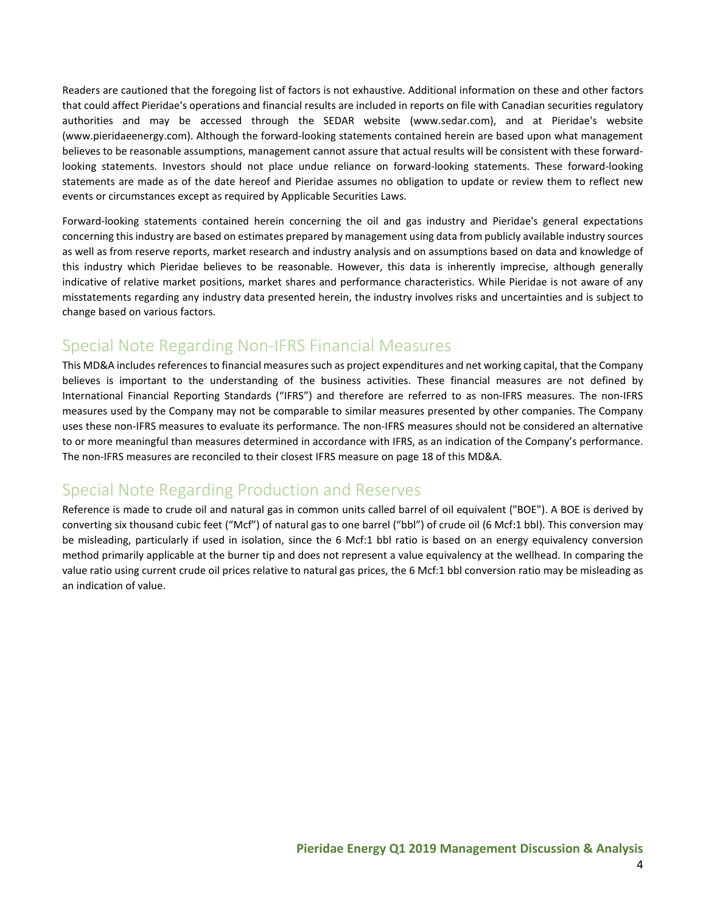Readers are cautioned that the foregoing list of factors is not exhaustive. Additional information on these and other factors that could affect Pieridae's operations and financial results are included in reports on file with Canadian securities regulatory authorities and may be accessed through the SEDAR website (www.sedar.com), and at Pieridae's website (www.pieridaeenergy.com). Although the forward-looking statements contained herein are based upon what management believes to be reasonable assumptions, management cannot assure that actual results will be consistent with these forward-looking statements. Investors should not place undue reliance on forward-looking statements. These forward-looking statements are made as of the date hereof and Pieridae assumes no obligation to update or review them to reflect new events or circumstances except as required by Applicable Securities Laws.

Forward-looking statements contained herein concerning the oil and gas industry and Pieridae's general expectations concerning this industry are based on estimates prepared by management using data from publicly available industry sources as well as from reserve reports, market research and industry analysis and on assumptions based on data and knowledge of this industry which Pieridae believes to be reasonable. However, this data is inherently imprecise, although generally indicative of relative market positions, market shares and performance characteristics. While Pieridae is not aware of any misstatements regarding any industry data presented herein, the industry involves risks and uncertainties and is subject to change based on various factors.

## Special Note Regarding Non-IFRS Financial Measures

This MD&A includes references to financial measures such as project expenditures and net working capital, that the Company believes is important to the understanding of the business activities. These financial measures are not defined by International Financial Reporting Standards ("IFRS") and therefore are referred to as non-IFRS measures. The non-IFRS measures used by the Company may not be comparable to similar measures presented by other companies. The Company uses these non-IFRS measures to evaluate its performance. The non-IFRS measures should not be considered an alternative to or more meaningful than measures determined in accordance with IFRS, as an indication of the Company's performance. The non-IFRS measures are reconciled to their closest IFRS measure on page 18 of this MD&A.

## Special Note Regarding Production and Reserves

Reference is made to crude oil and natural gas in common units called barrel of oil equivalent ("BOE"). A BOE is derived by converting six thousand cubic feet ("Mcf") of natural gas to one barrel ("bbl") of crude oil (6 Mcf:1 bbl). This conversion may be misleading, particularly if used in isolation, since the 6 Mcf:1 bbl ratio is based on an energy equivalency conversion method primarily applicable at the burner tip and does not represent a value equivalency at the wellhead. In comparing the value ratio using current crude oil prices relative to natural gas prices, the 6 Mcf:1 bbl conversion ratio may be misleading as an indication of value.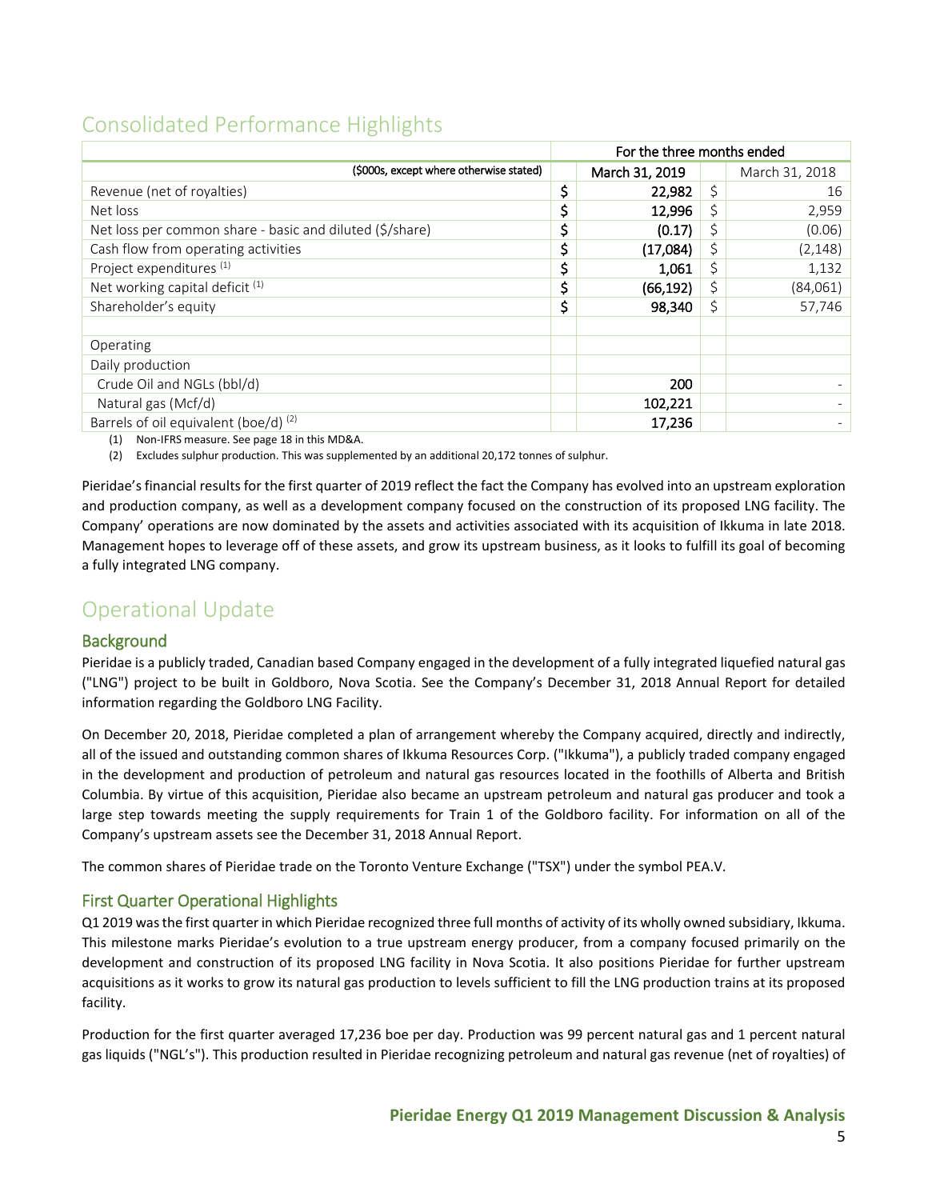## Consolidated Performance Highlights

| ($000s, except where otherwise stated) | | For the three months ended March 31, 2019 | | March 31, 2018 |
|---|---|---|---|---|
| Revenue (net of royalties) | $ | 22,982 | $ | 16 |
| Net loss | $ | 12,996 | $ | 2,959 |
| Net loss per common share - basic and diluted ($/share) | $ | (0.17) | $ | (0.06) |
| Cash flow from operating activities | $ | (17,084) | $ | (2,148) |
| Project expenditures [(1)] | $ | 1,061 | $ | 1,132 |
| Net working capital deficit [(1)] | $ | (66,192) | $ | (84,061) |
| Shareholder's equity | $ | 98,340 | $ | 57,746 |
| | | | | |
| Operating | | | | |
| Daily production | | | | |
| Crude Oil and NGLs (bbl/d) | | 200 | | - |
| Natural gas (Mcf/d) | | 102,221 | | - |
| Barrels of oil equivalent (boe/d) [(2)] | | 17,236 | | - |

(1) Non-IFRS measure. See page 18 in this MD&A.

(2) Excludes sulphur production. This was supplemented by an additional 20,172 tonnes of sulphur.

Pieridae's financial results for the first quarter of 2019 reflect the fact the Company has evolved into an upstream exploration and production company, as well as a development company focused on the construction of its proposed LNG facility. The Company' operations are now dominated by the assets and activities associated with its acquisition of Ikkuma in late 2018. Management hopes to leverage off of these assets, and grow its upstream business, as it looks to fulfill its goal of becoming a fully integrated LNG company.

## Operational Update

### Background

Pieridae is a publicly traded, Canadian based Company engaged in the development of a fully integrated liquefied natural gas ("LNG") project to be built in Goldboro, Nova Scotia. See the Company's December 31, 2018 Annual Report for detailed information regarding the Goldboro LNG Facility.

On December 20, 2018, Pieridae completed a plan of arrangement whereby the Company acquired, directly and indirectly, all of the issued and outstanding common shares of Ikkuma Resources Corp. ("Ikkuma"), a publicly traded company engaged in the development and production of petroleum and natural gas resources located in the foothills of Alberta and British Columbia. By virtue of this acquisition, Pieridae also became an upstream petroleum and natural gas producer and took a large step towards meeting the supply requirements for Train 1 of the Goldboro facility. For information on all of the Company's upstream assets see the December 31, 2018 Annual Report.

The common shares of Pieridae trade on the Toronto Venture Exchange ("TSX") under the symbol PEA.V.

### First Quarter Operational Highlights

Q1 2019 was the first quarter in which Pieridae recognized three full months of activity of its wholly owned subsidiary, Ikkuma. This milestone marks Pieridae's evolution to a true upstream energy producer, from a company focused primarily on the development and construction of its proposed LNG facility in Nova Scotia. It also positions Pieridae for further upstream acquisitions as it works to grow its natural gas production to levels sufficient to fill the LNG production trains at its proposed facility.

Production for the first quarter averaged 17,236 boe per day. Production was 99 percent natural gas and 1 percent natural gas liquids ("NGL's"). This production resulted in Pieridae recognizing petroleum and natural gas revenue (net of royalties) of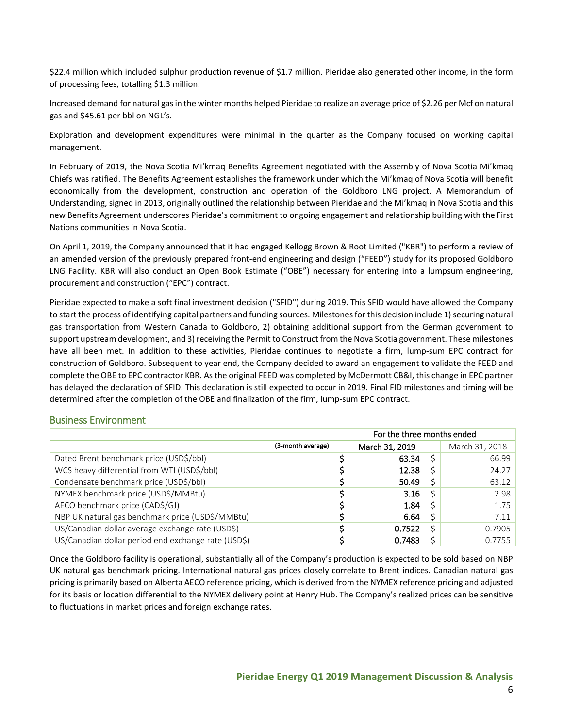$22.4 million which included sulphur production revenue of $1.7 million. Pieridae also generated other income, in the form of processing fees, totalling $1.3 million.

Increased demand for natural gas in the winter months helped Pieridae to realize an average price of $2.26 per Mcf on natural gas and $45.61 per bbl on NGL's.

Exploration and development expenditures were minimal in the quarter as the Company focused on working capital management.

In February of 2019, the Nova Scotia Mi'kmaq Benefits Agreement negotiated with the Assembly of Nova Scotia Mi'kmaq Chiefs was ratified. The Benefits Agreement establishes the framework under which the Mi'kmaq of Nova Scotia will benefit economically from the development, construction and operation of the Goldboro LNG project. A Memorandum of Understanding, signed in 2013, originally outlined the relationship between Pieridae and the Mi'kmaq in Nova Scotia and this new Benefits Agreement underscores Pieridae's commitment to ongoing engagement and relationship building with the First Nations communities in Nova Scotia.

On April 1, 2019, the Company announced that it had engaged Kellogg Brown & Root Limited ("KBR") to perform a review of an amended version of the previously prepared front-end engineering and design ("FEED") study for its proposed Goldboro LNG Facility. KBR will also conduct an Open Book Estimate ("OBE") necessary for entering into a lumpsum engineering, procurement and construction ("EPC") contract.

Pieridae expected to make a soft final investment decision ("SFID") during 2019. This SFID would have allowed the Company to start the process of identifying capital partners and funding sources. Milestones for this decision include 1) securing natural gas transportation from Western Canada to Goldboro, 2) obtaining additional support from the German government to support upstream development, and 3) receiving the Permit to Construct from the Nova Scotia government. These milestones have all been met. In addition to these activities, Pieridae continues to negotiate a firm, lump-sum EPC contract for construction of Goldboro. Subsequent to year end, the Company decided to award an engagement to validate the FEED and complete the OBE to EPC contractor KBR. As the original FEED was completed by McDermott CB&I, this change in EPC partner has delayed the declaration of SFID. This declaration is still expected to occur in 2019. Final FID milestones and timing will be determined after the completion of the OBE and finalization of the firm, lump-sum EPC contract.

## Business Environment

| | For the three months ended | |
|---|---|---|
| (3-month average) | **March 31, 2019** | March 31, 2018 |
| Dated Brent benchmark price (USD$/bbl) | **$ 63.34** | $ 66.99 |
| WCS heavy differential from WTI (USD$/bbl) | **$ 12.38** | $ 24.27 |
| Condensate benchmark price (USD$/bbl) | **$ 50.49** | $ 63.12 |
| NYMEX benchmark price (USD$/MMBtu) | **$ 3.16** | $ 2.98 |
| AECO benchmark price (CAD$/GJ) | **$ 1.84** | $ 1.75 |
| NBP UK natural gas benchmark price (USD$/MMBtu) | **$ 6.64** | $ 7.11 |
| US/Canadian dollar average exchange rate (USD$) | **$ 0.7522** | $ 0.7905 |
| US/Canadian dollar period end exchange rate (USD$) | **$ 0.7483** | $ 0.7755 |

Once the Goldboro facility is operational, substantially all of the Company's production is expected to be sold based on NBP UK natural gas benchmark pricing. International natural gas prices closely correlate to Brent indices. Canadian natural gas pricing is primarily based on Alberta AECO reference pricing, which is derived from the NYMEX reference pricing and adjusted for its basis or location differential to the NYMEX delivery point at Henry Hub. The Company's realized prices can be sensitive to fluctuations in market prices and foreign exchange rates.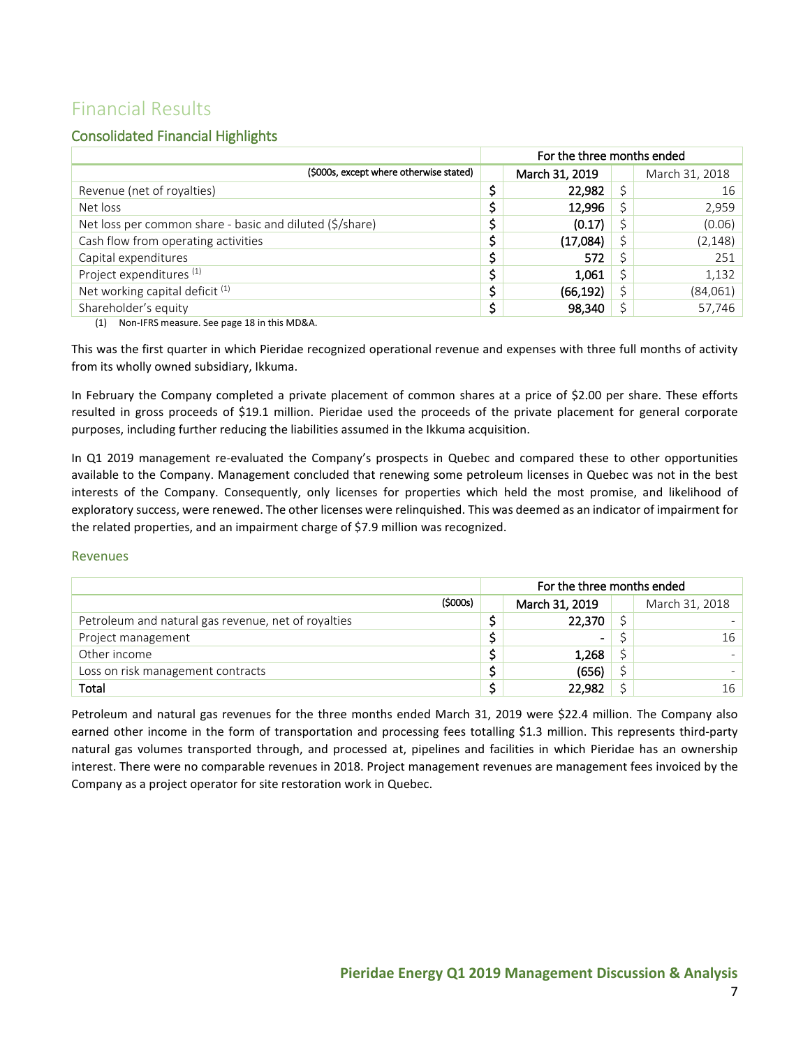# Financial Results

## Consolidated Financial Highlights

| | For the three months ended | | | |
|---|---|---|---|---|
| ($000s, except where otherwise stated) | | March 31, 2019 | | March 31, 2018 |
| Revenue (net of royalties) | $ | 22,982 | $ | 16 |
| Net loss | $ | 12,996 | $ | 2,959 |
| Net loss per common share - basic and diluted ($/share) | $ | (0.17) | $ | (0.06) |
| Cash flow from operating activities | $ | (17,084) | $ | (2,148) |
| Capital expenditures | $ | 572 | $ | 251 |
| Project expenditures [(1)] | $ | 1,061 | $ | 1,132 |
| Net working capital deficit [(1)] | $ | (66,192) | $ | (84,061) |
| Shareholder's equity | $ | 98,340 | $ | 57,746 |

(1) Non-IFRS measure. See page 18 in this MD&A.

This was the first quarter in which Pieridae recognized operational revenue and expenses with three full months of activity from its wholly owned subsidiary, Ikkuma.

In February the Company completed a private placement of common shares at a price of $2.00 per share. These efforts resulted in gross proceeds of $19.1 million. Pieridae used the proceeds of the private placement for general corporate purposes, including further reducing the liabilities assumed in the Ikkuma acquisition.

In Q1 2019 management re-evaluated the Company's prospects in Quebec and compared these to other opportunities available to the Company. Management concluded that renewing some petroleum licenses in Quebec was not in the best interests of the Company. Consequently, only licenses for properties which held the most promise, and likelihood of exploratory success, were renewed. The other licenses were relinquished. This was deemed as an indicator of impairment for the related properties, and an impairment charge of $7.9 million was recognized.

### Revenues

| | For the three months ended | | | |
|---|---|---|---|---|
| ($000s) | | March 31, 2019 | | March 31, 2018 |
| Petroleum and natural gas revenue, net of royalties | $ | 22,370 | $ | - |
| Project management | $ | - | $ | 16 |
| Other income | $ | 1,268 | $ | - |
| Loss on risk management contracts | $ | (656) | $ | - |
| **Total** | $ | 22,982 | $ | 16 |

Petroleum and natural gas revenues for the three months ended March 31, 2019 were $22.4 million. The Company also earned other income in the form of transportation and processing fees totalling $1.3 million. This represents third-party natural gas volumes transported through, and processed at, pipelines and facilities in which Pieridae has an ownership interest. There were no comparable revenues in 2018. Project management revenues are management fees invoiced by the Company as a project operator for site restoration work in Quebec.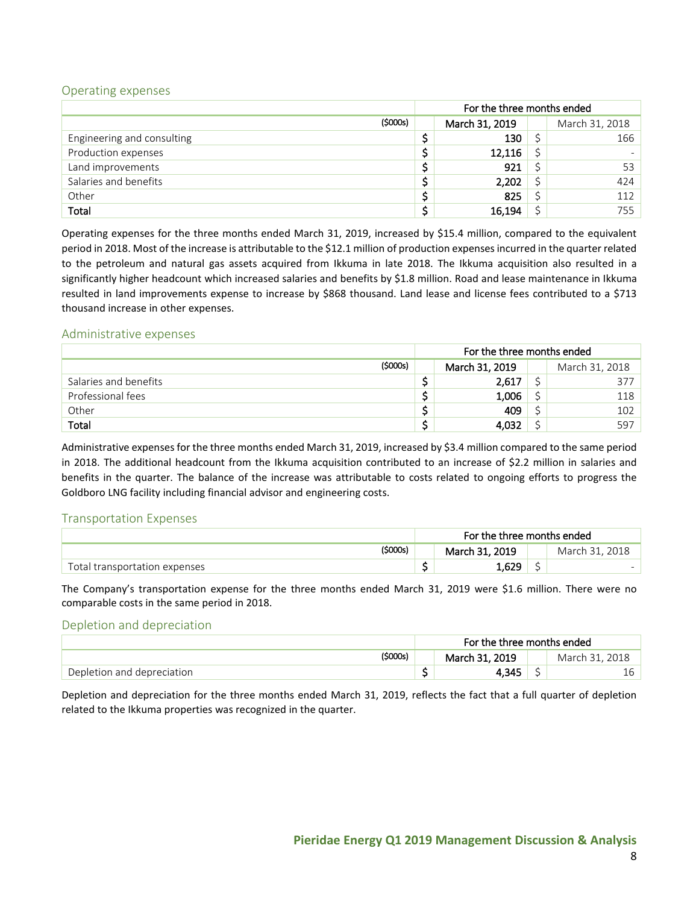## Operating expenses

| ($000s) | For the three months ended March 31, 2019 | March 31, 2018 |
|---|---|---|
| Engineering and consulting | $ 130 | $ 166 |
| Production expenses | $ 12,116 | $ - |
| Land improvements | $ 921 | $ 53 |
| Salaries and benefits | $ 2,202 | $ 424 |
| Other | $ 825 | $ 112 |
| **Total** | **$ 16,194** | $ 755 |

Operating expenses for the three months ended March 31, 2019, increased by $15.4 million, compared to the equivalent period in 2018. Most of the increase is attributable to the $12.1 million of production expenses incurred in the quarter related to the petroleum and natural gas assets acquired from Ikkuma in late 2018. The Ikkuma acquisition also resulted in a significantly higher headcount which increased salaries and benefits by $1.8 million. Road and lease maintenance in Ikkuma resulted in land improvements expense to increase by $868 thousand. Land lease and license fees contributed to a $713 thousand increase in other expenses.

## Administrative expenses

| ($000s) | For the three months ended March 31, 2019 | March 31, 2018 |
|---|---|---|
| Salaries and benefits | $ 2,617 | $ 377 |
| Professional fees | $ 1,006 | $ 118 |
| Other | $ 409 | $ 102 |
| **Total** | **$ 4,032** | $ 597 |

Administrative expenses for the three months ended March 31, 2019, increased by $3.4 million compared to the same period in 2018. The additional headcount from the Ikkuma acquisition contributed to an increase of $2.2 million in salaries and benefits in the quarter. The balance of the increase was attributable to costs related to ongoing efforts to progress the Goldboro LNG facility including financial advisor and engineering costs.

## Transportation Expenses

| ($000s) | For the three months ended March 31, 2019 | March 31, 2018 |
|---|---|---|
| Total transportation expenses | $ 1,629 | $ - |

The Company's transportation expense for the three months ended March 31, 2019 were $1.6 million. There were no comparable costs in the same period in 2018.

## Depletion and depreciation

| ($000s) | For the three months ended March 31, 2019 | March 31, 2018 |
|---|---|---|
| Depletion and depreciation | $ 4,345 | $ 16 |

Depletion and depreciation for the three months ended March 31, 2019, reflects the fact that a full quarter of depletion related to the Ikkuma properties was recognized in the quarter.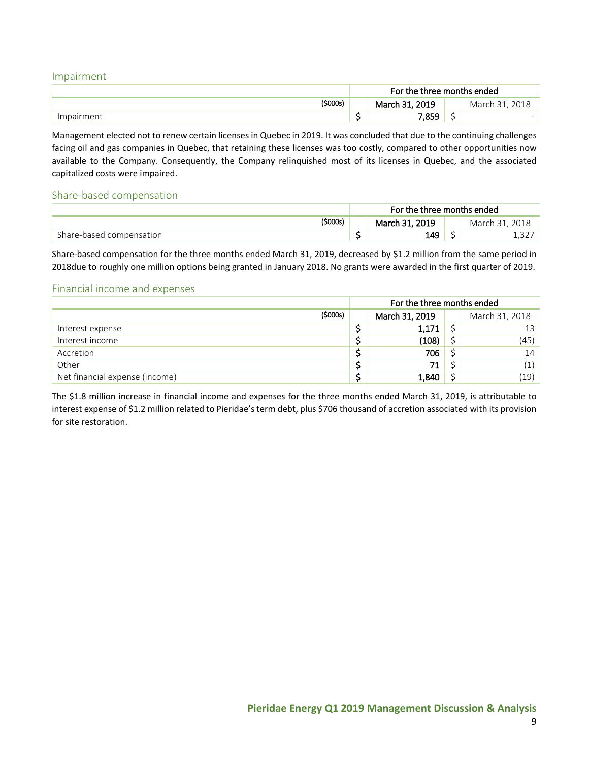## Impairment

| | For the three months ended | | | |
|---|---|---|---|---|
| ($000s) | | March 31, 2019 | | March 31, 2018 |
| Impairment | $ | 7,859 | $ | - |

Management elected not to renew certain licenses in Quebec in 2019. It was concluded that due to the continuing challenges facing oil and gas companies in Quebec, that retaining these licenses was too costly, compared to other opportunities now available to the Company. Consequently, the Company relinquished most of its licenses in Quebec, and the associated capitalized costs were impaired.

## Share-based compensation

| | For the three months ended | | | |
|---|---|---|---|---|
| ($000s) | | March 31, 2019 | | March 31, 2018 |
| Share-based compensation | $ | 149 | $ | 1,327 |

Share-based compensation for the three months ended March 31, 2019, decreased by $1.2 million from the same period in 2018due to roughly one million options being granted in January 2018. No grants were awarded in the first quarter of 2019.

## Financial income and expenses

| | For the three months ended | | | |
|---|---|---|---|---|
| ($000s) | | March 31, 2019 | | March 31, 2018 |
| Interest expense | $ | 1,171 | $ | 13 |
| Interest income | $ | (108) | $ | (45) |
| Accretion | $ | 706 | $ | 14 |
| Other | $ | 71 | $ | (1) |
| Net financial expense (income) | $ | 1,840 | $ | (19) |

The $1.8 million increase in financial income and expenses for the three months ended March 31, 2019, is attributable to interest expense of $1.2 million related to Pieridae's term debt, plus $706 thousand of accretion associated with its provision for site restoration.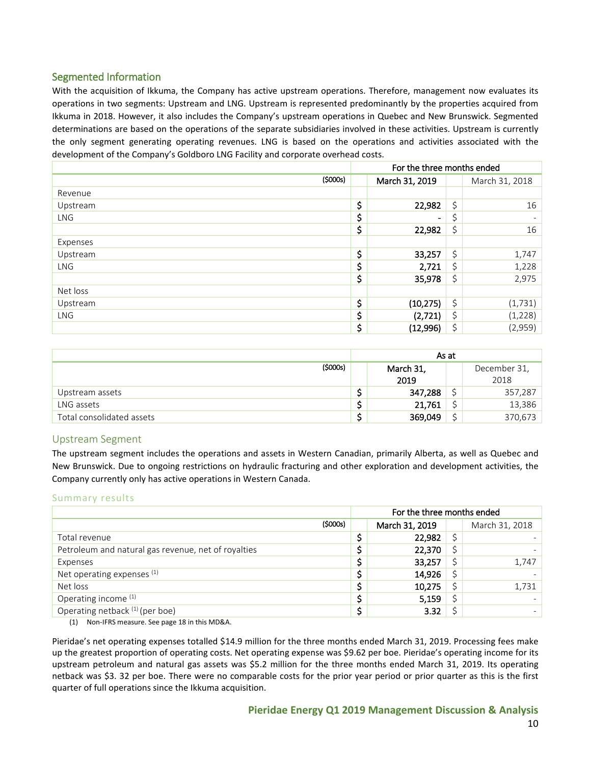## Segmented Information

With the acquisition of Ikkuma, the Company has active upstream operations. Therefore, management now evaluates its operations in two segments: Upstream and LNG. Upstream is represented predominantly by the properties acquired from Ikkuma in 2018. However, it also includes the Company's upstream operations in Quebec and New Brunswick. Segmented determinations are based on the operations of the separate subsidiaries involved in these activities. Upstream is currently the only segment generating operating revenues. LNG is based on the operations and activities associated with the development of the Company's Goldboro LNG Facility and corporate overhead costs.

| | For the three months ended | | | |
|---|---|---|---|---|
| ($000s) | | **March 31, 2019** | | March 31, 2018 |
| Revenue | | | | |
| Upstream | **$** | **22,982** | $ | 16 |
| LNG | **$** | **-** | $ | - |
| | **$** | **22,982** | $ | 16 |
| Expenses | | | | |
| Upstream | **$** | **33,257** | $ | 1,747 |
| LNG | **$** | **2,721** | $ | 1,228 |
| | **$** | **35,978** | $ | 2,975 |
| Net loss | | | | |
| Upstream | **$** | **(10,275)** | $ | (1,731) |
| LNG | **$** | **(2,721)** | $ | (1,228) |
| | **$** | **(12,996)** | $ | (2,959) |

| | As at | | | |
|---|---|---|---|---|
| ($000s) | | **March 31, 2019** | | December 31, 2018 |
| Upstream assets | **$** | **347,288** | $ | 357,287 |
| LNG assets | **$** | **21,761** | $ | 13,386 |
| Total consolidated assets | **$** | **369,049** | $ | 370,673 |

### Upstream Segment

The upstream segment includes the operations and assets in Western Canadian, primarily Alberta, as well as Quebec and New Brunswick. Due to ongoing restrictions on hydraulic fracturing and other exploration and development activities, the Company currently only has active operations in Western Canada.

#### Summary results

| | For the three months ended | | | |
|---|---|---|---|---|
| ($000s) | | **March 31, 2019** | | March 31, 2018 |
| Total revenue | **$** | **22,982** | $ | - |
| Petroleum and natural gas revenue, net of royalties | **$** | **22,370** | $ | - |
| Expenses | **$** | **33,257** | $ | 1,747 |
| Net operating expenses [(1)] | **$** | **14,926** | $ | - |
| Net loss | **$** | **10,275** | $ | 1,731 |
| Operating income [(1)] | **$** | **5,159** | $ | - |
| Operating netback [(1)] (per boe) | **$** | **3.32** | $ | - |

(1) Non-IFRS measure. See page 18 in this MD&A.

Pieridae's net operating expenses totalled $14.9 million for the three months ended March 31, 2019. Processing fees make up the greatest proportion of operating costs. Net operating expense was $9.62 per boe. Pieridae's operating income for its upstream petroleum and natural gas assets was $5.2 million for the three months ended March 31, 2019. Its operating netback was $3. 32 per boe. There were no comparable costs for the prior year period or prior quarter as this is the first quarter of full operations since the Ikkuma acquisition.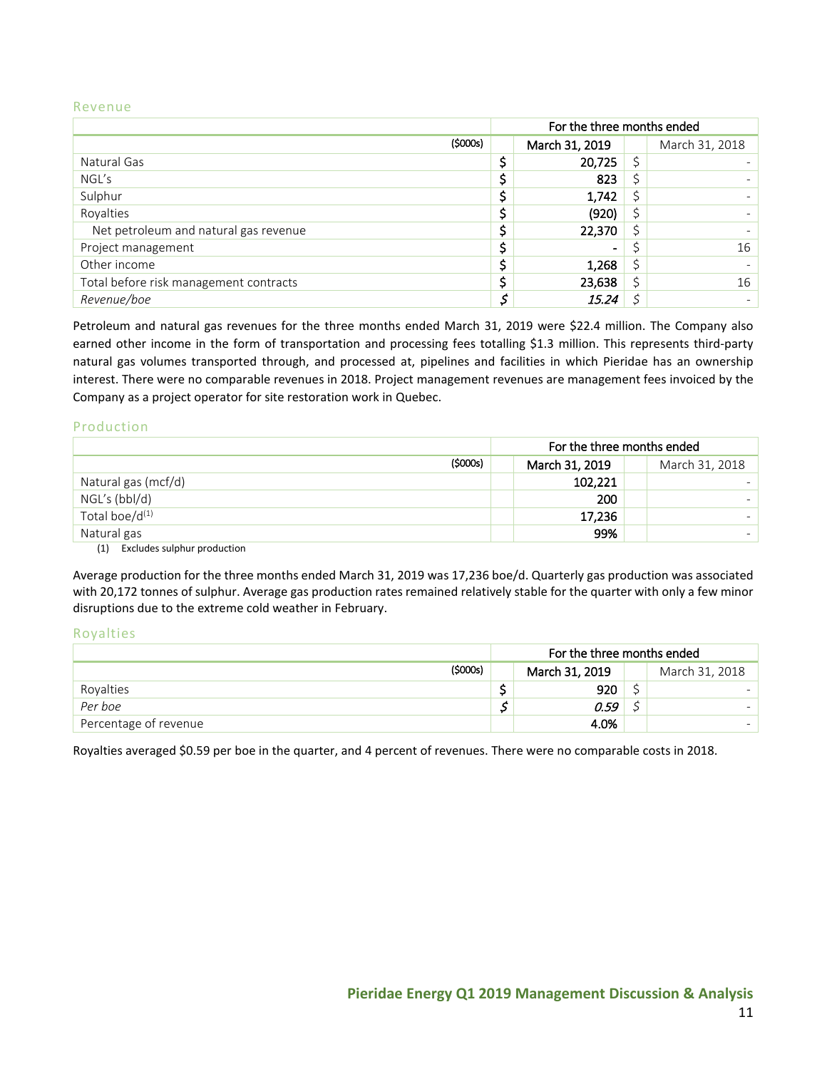## Revenue

| ($000s) | For the three months ended | | | |
|---|---|---|---|---|
| | | March 31, 2019 | | March 31, 2018 |
| Natural Gas | $ | 20,725 | $ | - |
| NGL's | $ | 823 | $ | - |
| Sulphur | $ | 1,742 | $ | - |
| Royalties | $ | (920) | $ | - |
| Net petroleum and natural gas revenue | $ | 22,370 | $ | - |
| Project management | $ | - | $ | 16 |
| Other income | $ | 1,268 | $ | - |
| Total before risk management contracts | $ | 23,638 | $ | 16 |
| *Revenue/boe* | *$* | *15.24* | $ | - |

Petroleum and natural gas revenues for the three months ended March 31, 2019 were $22.4 million. The Company also earned other income in the form of transportation and processing fees totalling $1.3 million. This represents third-party natural gas volumes transported through, and processed at, pipelines and facilities in which Pieridae has an ownership interest. There were no comparable revenues in 2018. Project management revenues are management fees invoiced by the Company as a project operator for site restoration work in Quebec.

## Production

| ($000s) | For the three months ended | | | |
|---|---|---|---|---|
| | | March 31, 2019 | | March 31, 2018 |
| Natural gas (mcf/d) | | 102,221 | | - |
| NGL's (bbl/d) | | 200 | | - |
| Total boe/d[(1)] | | 17,236 | | - |
| Natural gas | | 99% | | - |

(1) Excludes sulphur production

Average production for the three months ended March 31, 2019 was 17,236 boe/d. Quarterly gas production was associated with 20,172 tonnes of sulphur. Average gas production rates remained relatively stable for the quarter with only a few minor disruptions due to the extreme cold weather in February.

## Royalties

| ($000s) | For the three months ended | | | |
|---|---|---|---|---|
| | | March 31, 2019 | | March 31, 2018 |
| Royalties | $ | 920 | $ | - |
| *Per boe* | *$* | *0.59* | $ | - |
| Percentage of revenue | | 4.0% | | - |

Royalties averaged $0.59 per boe in the quarter, and 4 percent of revenues. There were no comparable costs in 2018.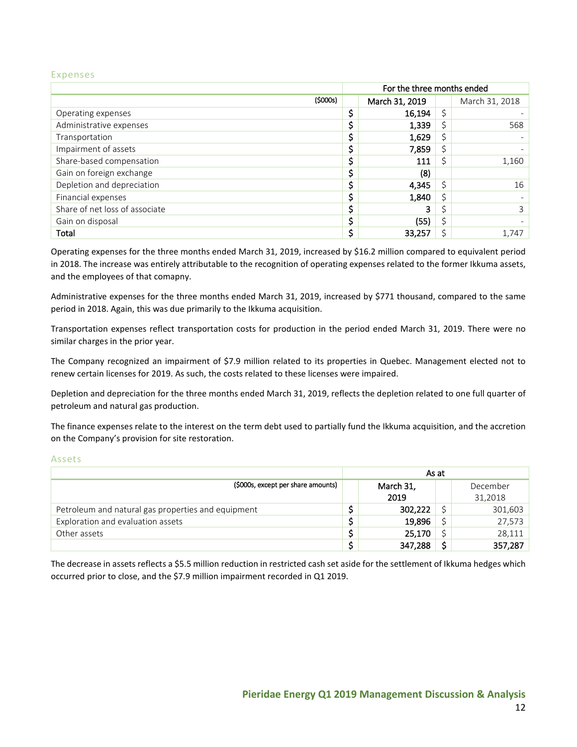## Expenses

| | For the three months ended | | | |
|---|---|---|---|---|
| ($000s) | | March 31, 2019 | | March 31, 2018 |
| Operating expenses | $ | 16,194 | $ | - |
| Administrative expenses | $ | 1,339 | $ | 568 |
| Transportation | $ | 1,629 | $ | - |
| Impairment of assets | $ | 7,859 | $ | - |
| Share-based compensation | $ | 111 | $ | 1,160 |
| Gain on foreign exchange | $ | (8) | | |
| Depletion and depreciation | $ | 4,345 | $ | 16 |
| Financial expenses | $ | 1,840 | $ | - |
| Share of net loss of associate | $ | 3 | $ | 3 |
| Gain on disposal | $ | (55) | $ | - |
| Total | $ | 33,257 | $ | 1,747 |

Operating expenses for the three months ended March 31, 2019, increased by $16.2 million compared to equivalent period in 2018. The increase was entirely attributable to the recognition of operating expenses related to the former Ikkuma assets, and the employees of that comapny.

Administrative expenses for the three months ended March 31, 2019, increased by $771 thousand, compared to the same period in 2018. Again, this was due primarily to the Ikkuma acquisition.

Transportation expenses reflect transportation costs for production in the period ended March 31, 2019. There were no similar charges in the prior year.

The Company recognized an impairment of $7.9 million related to its properties in Quebec. Management elected not to renew certain licenses for 2019. As such, the costs related to these licenses were impaired.

Depletion and depreciation for the three months ended March 31, 2019, reflects the depletion related to one full quarter of petroleum and natural gas production.

The finance expenses relate to the interest on the term debt used to partially fund the Ikkuma acquisition, and the accretion on the Company's provision for site restoration.

## Assets

| | As at | | | |
|---|---|---|---|---|
| ($000s, except per share amounts) | | March 31, 2019 | | December 31,2018 |
| Petroleum and natural gas properties and equipment | $ | 302,222 | $ | 301,603 |
| Exploration and evaluation assets | $ | 19,896 | $ | 27,573 |
| Other assets | $ | 25,170 | $ | 28,111 |
| | $ | 347,288 | $ | 357,287 |

The decrease in assets reflects a $5.5 million reduction in restricted cash set aside for the settlement of Ikkuma hedges which occurred prior to close, and the $7.9 million impairment recorded in Q1 2019.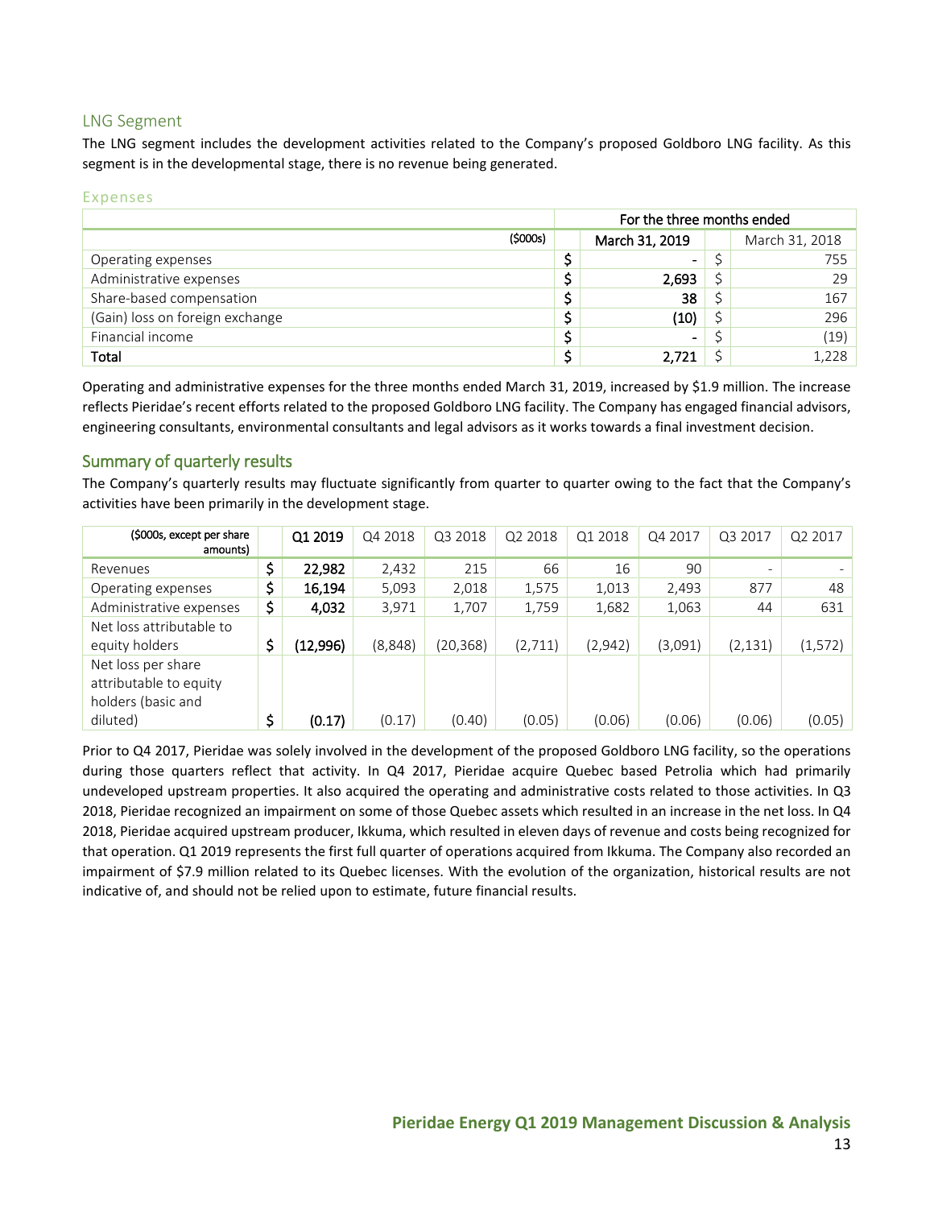## LNG Segment

The LNG segment includes the development activities related to the Company's proposed Goldboro LNG facility. As this segment is in the developmental stage, there is no revenue being generated.

### Expenses

| | For the three months ended | |
|---|---|---|
| ($000s) | March 31, 2019 | March 31, 2018 |
| Operating expenses | $ - | $ 755 |
| Administrative expenses | $ 2,693 | $ 29 |
| Share-based compensation | $ 38 | $ 167 |
| (Gain) loss on foreign exchange | $ (10) | $ 296 |
| Financial income | $ - | $ (19) |
| **Total** | **$ 2,721** | $ 1,228 |

Operating and administrative expenses for the three months ended March 31, 2019, increased by $1.9 million. The increase reflects Pieridae's recent efforts related to the proposed Goldboro LNG facility. The Company has engaged financial advisors, engineering consultants, environmental consultants and legal advisors as it works towards a final investment decision.

## Summary of quarterly results

The Company's quarterly results may fluctuate significantly from quarter to quarter owing to the fact that the Company's activities have been primarily in the development stage.

| ($000s, except per share amounts) | Q1 2019 | Q4 2018 | Q3 2018 | Q2 2018 | Q1 2018 | Q4 2017 | Q3 2017 | Q2 2017 |
|---|---|---|---|---|---|---|---|---|
| Revenues | $ 22,982 | 2,432 | 215 | 66 | 16 | 90 | - | - |
| Operating expenses | $ 16,194 | 5,093 | 2,018 | 1,575 | 1,013 | 2,493 | 877 | 48 |
| Administrative expenses | $ 4,032 | 3,971 | 1,707 | 1,759 | 1,682 | 1,063 | 44 | 631 |
| Net loss attributable to equity holders | $ (12,996) | (8,848) | (20,368) | (2,711) | (2,942) | (3,091) | (2,131) | (1,572) |
| Net loss per share attributable to equity holders (basic and diluted) | $ (0.17) | (0.17) | (0.40) | (0.05) | (0.06) | (0.06) | (0.06) | (0.05) |

Prior to Q4 2017, Pieridae was solely involved in the development of the proposed Goldboro LNG facility, so the operations during those quarters reflect that activity. In Q4 2017, Pieridae acquire Quebec based Petrolia which had primarily undeveloped upstream properties. It also acquired the operating and administrative costs related to those activities. In Q3 2018, Pieridae recognized an impairment on some of those Quebec assets which resulted in an increase in the net loss. In Q4 2018, Pieridae acquired upstream producer, Ikkuma, which resulted in eleven days of revenue and costs being recognized for that operation. Q1 2019 represents the first full quarter of operations acquired from Ikkuma. The Company also recorded an impairment of $7.9 million related to its Quebec licenses. With the evolution of the organization, historical results are not indicative of, and should not be relied upon to estimate, future financial results.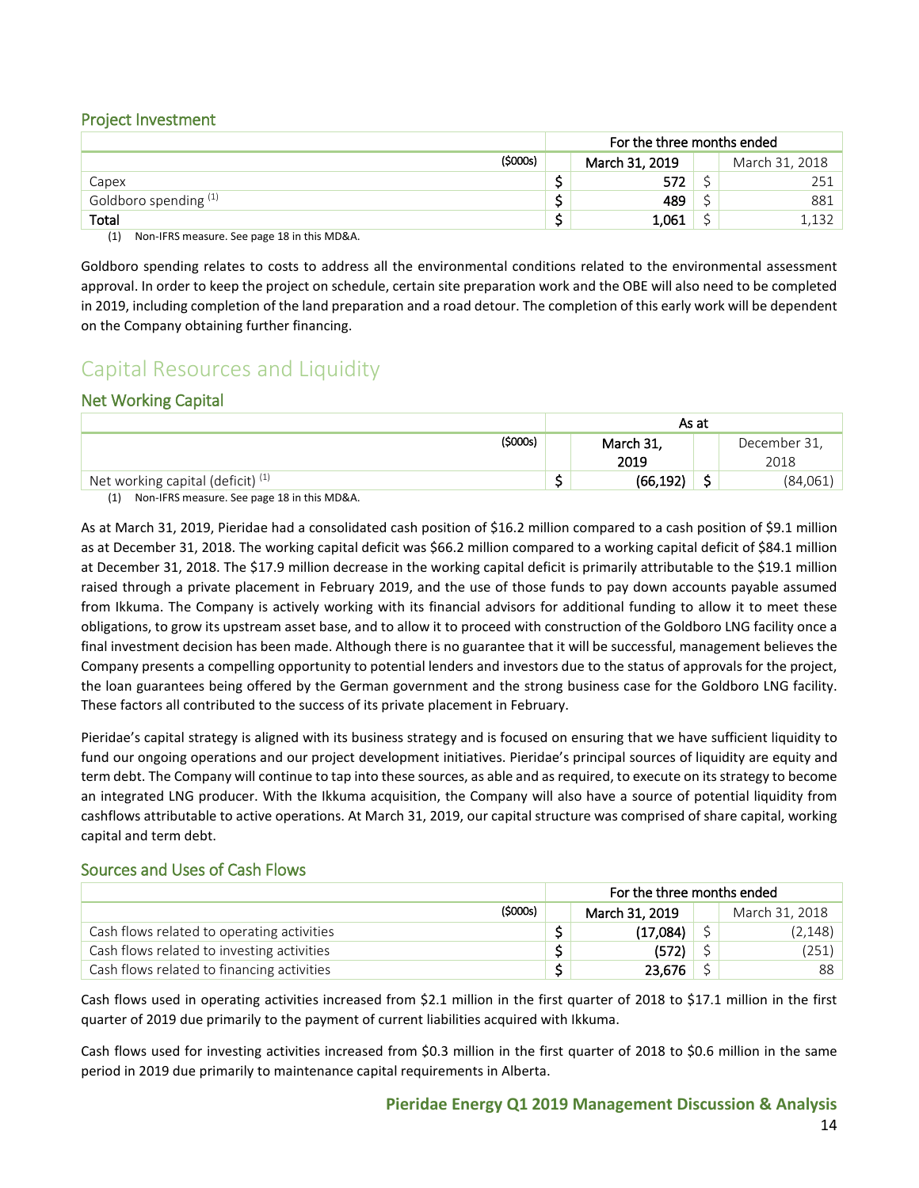### Project Investment

| ($000s) | For the three months ended | | | |
|---|---|---|---|---|
| | | March 31, 2019 | | March 31, 2018 |
| Capex | $ | 572 | $ | 251 |
| Goldboro spending [(1)] | $ | 489 | $ | 881 |
| **Total** | $ | **1,061** | $ | 1,132 |

(1) Non-IFRS measure. See page 18 in this MD&A.

Goldboro spending relates to costs to address all the environmental conditions related to the environmental assessment approval. In order to keep the project on schedule, certain site preparation work and the OBE will also need to be completed in 2019, including completion of the land preparation and a road detour. The completion of this early work will be dependent on the Company obtaining further financing.

## Capital Resources and Liquidity

### Net Working Capital

| ($000s) | As at | | | |
|---|---|---|---|---|
| | | March 31, 2019 | | December 31, 2018 |
| Net working capital (deficit) [(1)] | $ | (66,192) | $ | (84,061) |

(1) Non-IFRS measure. See page 18 in this MD&A.

As at March 31, 2019, Pieridae had a consolidated cash position of $16.2 million compared to a cash position of $9.1 million as at December 31, 2018. The working capital deficit was $66.2 million compared to a working capital deficit of $84.1 million at December 31, 2018. The $17.9 million decrease in the working capital deficit is primarily attributable to the $19.1 million raised through a private placement in February 2019, and the use of those funds to pay down accounts payable assumed from Ikkuma. The Company is actively working with its financial advisors for additional funding to allow it to meet these obligations, to grow its upstream asset base, and to allow it to proceed with construction of the Goldboro LNG facility once a final investment decision has been made. Although there is no guarantee that it will be successful, management believes the Company presents a compelling opportunity to potential lenders and investors due to the status of approvals for the project, the loan guarantees being offered by the German government and the strong business case for the Goldboro LNG facility. These factors all contributed to the success of its private placement in February.

Pieridae's capital strategy is aligned with its business strategy and is focused on ensuring that we have sufficient liquidity to fund our ongoing operations and our project development initiatives. Pieridae's principal sources of liquidity are equity and term debt. The Company will continue to tap into these sources, as able and as required, to execute on its strategy to become an integrated LNG producer. With the Ikkuma acquisition, the Company will also have a source of potential liquidity from cashflows attributable to active operations. At March 31, 2019, our capital structure was comprised of share capital, working capital and term debt.

### Sources and Uses of Cash Flows

| ($000s) | For the three months ended | | | |
|---|---|---|---|---|
| | | March 31, 2019 | | March 31, 2018 |
| Cash flows related to operating activities | $ | (17,084) | $ | (2,148) |
| Cash flows related to investing activities | $ | (572) | $ | (251) |
| Cash flows related to financing activities | $ | 23,676 | $ | 88 |

Cash flows used in operating activities increased from $2.1 million in the first quarter of 2018 to $17.1 million in the first quarter of 2019 due primarily to the payment of current liabilities acquired with Ikkuma.

Cash flows used for investing activities increased from $0.3 million in the first quarter of 2018 to $0.6 million in the same period in 2019 due primarily to maintenance capital requirements in Alberta.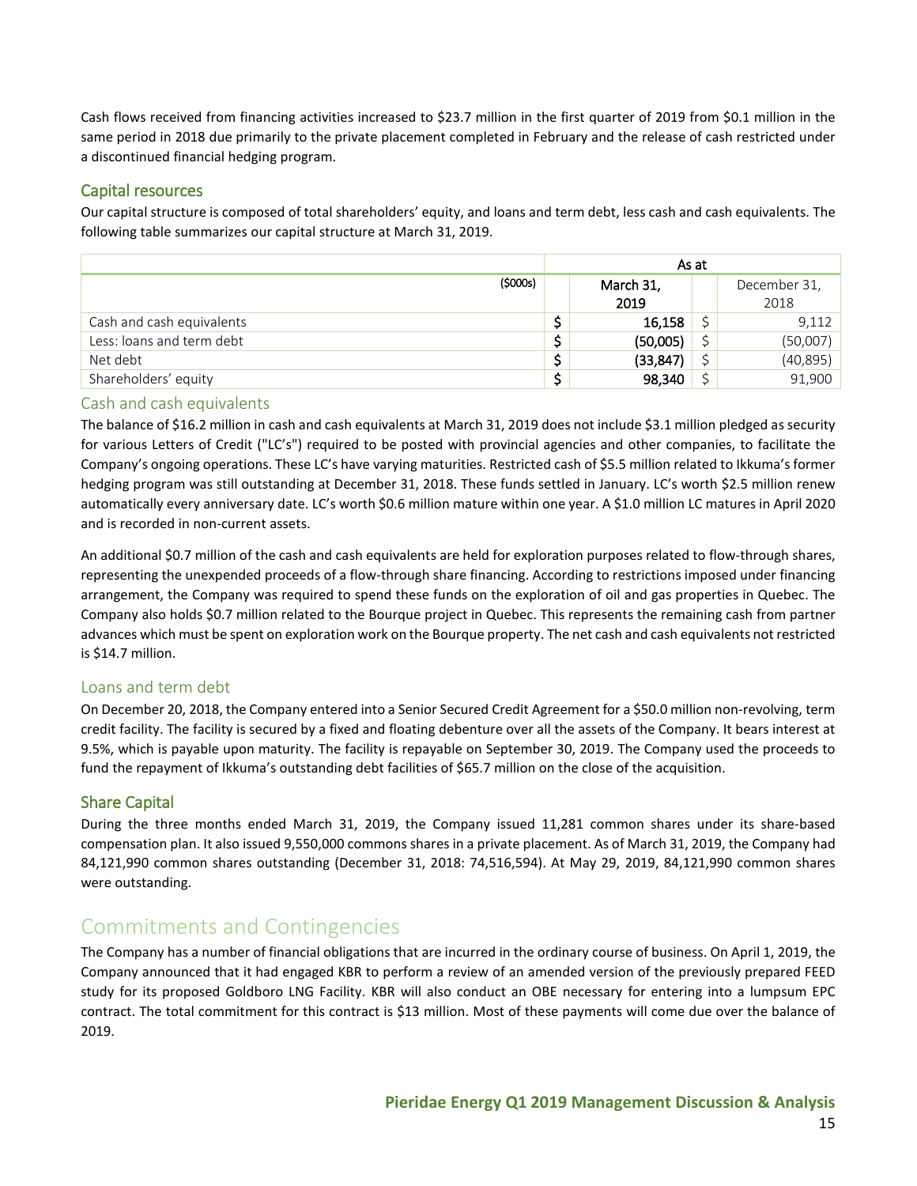Cash flows received from financing activities increased to $23.7 million in the first quarter of 2019 from $0.1 million in the same period in 2018 due primarily to the private placement completed in February and the release of cash restricted under a discontinued financial hedging program.

## Capital resources

Our capital structure is composed of total shareholders' equity, and loans and term debt, less cash and cash equivalents. The following table summarizes our capital structure at March 31, 2019.

| | As at | | | |
|---|---|---|---|---|
| ($000s) | | March 31, 2019 | | December 31, 2018 |
| Cash and cash equivalents | $ | **16,158** | $ | 9,112 |
| Less: loans and term debt | $ | **(50,005)** | $ | (50,007) |
| Net debt | $ | **(33,847)** | $ | (40,895) |
| Shareholders' equity | $ | **98,340** | $ | 91,900 |

### Cash and cash equivalents

The balance of $16.2 million in cash and cash equivalents at March 31, 2019 does not include $3.1 million pledged as security for various Letters of Credit ("LC's") required to be posted with provincial agencies and other companies, to facilitate the Company's ongoing operations. These LC's have varying maturities. Restricted cash of $5.5 million related to Ikkuma's former hedging program was still outstanding at December 31, 2018. These funds settled in January. LC's worth $2.5 million renew automatically every anniversary date. LC's worth $0.6 million mature within one year. A $1.0 million LC matures in April 2020 and is recorded in non-current assets.

An additional $0.7 million of the cash and cash equivalents are held for exploration purposes related to flow-through shares, representing the unexpended proceeds of a flow-through share financing. According to restrictions imposed under financing arrangement, the Company was required to spend these funds on the exploration of oil and gas properties in Quebec. The Company also holds $0.7 million related to the Bourque project in Quebec. This represents the remaining cash from partner advances which must be spent on exploration work on the Bourque property. The net cash and cash equivalents not restricted is $14.7 million.

### Loans and term debt

On December 20, 2018, the Company entered into a Senior Secured Credit Agreement for a $50.0 million non-revolving, term credit facility. The facility is secured by a fixed and floating debenture over all the assets of the Company. It bears interest at 9.5%, which is payable upon maturity. The facility is repayable on September 30, 2019. The Company used the proceeds to fund the repayment of Ikkuma's outstanding debt facilities of $65.7 million on the close of the acquisition.

## Share Capital

During the three months ended March 31, 2019, the Company issued 11,281 common shares under its share-based compensation plan. It also issued 9,550,000 commons shares in a private placement. As of March 31, 2019, the Company had 84,121,990 common shares outstanding (December 31, 2018: 74,516,594). At May 29, 2019, 84,121,990 common shares were outstanding.

# Commitments and Contingencies

The Company has a number of financial obligations that are incurred in the ordinary course of business. On April 1, 2019, the Company announced that it had engaged KBR to perform a review of an amended version of the previously prepared FEED study for its proposed Goldboro LNG Facility. KBR will also conduct an OBE necessary for entering into a lumpsum EPC contract. The total commitment for this contract is $13 million. Most of these payments will come due over the balance of 2019.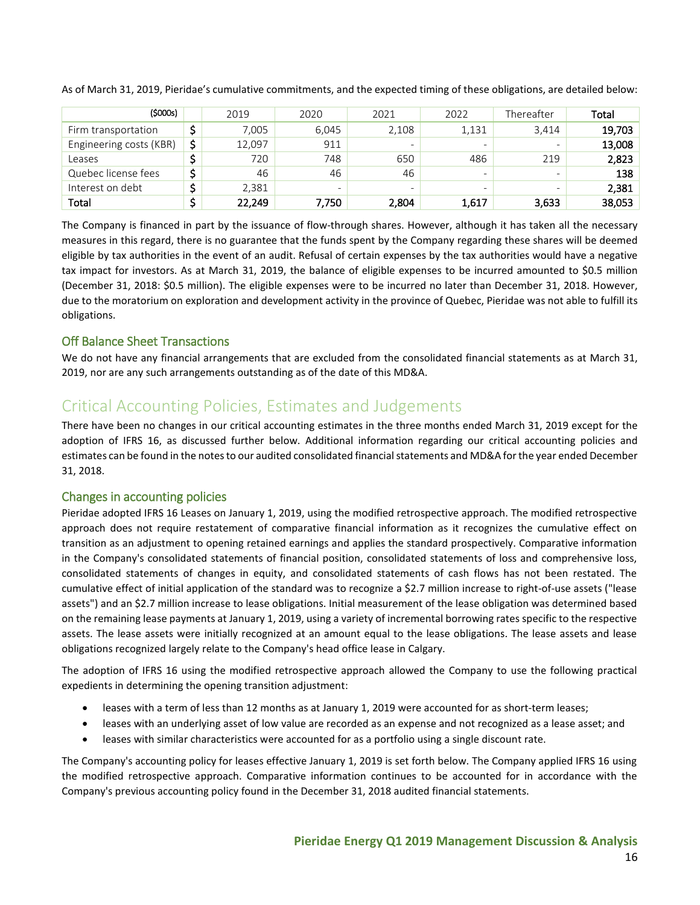As of March 31, 2019, Pieridae's cumulative commitments, and the expected timing of these obligations, are detailed below:

| ($000s) | | 2019 | 2020 | 2021 | 2022 | Thereafter | Total |
|---|---|---|---|---|---|---|---|
| Firm transportation | $ | 7,005 | 6,045 | 2,108 | 1,131 | 3,414 | **19,703** |
| Engineering costs (KBR) | $ | 12,097 | 911 | - | - | - | **13,008** |
| Leases | $ | 720 | 748 | 650 | 486 | 219 | **2,823** |
| Quebec license fees | $ | 46 | 46 | 46 | - | - | **138** |
| Interest on debt | $ | 2,381 | - | - | - | - | **2,381** |
| **Total** | $ | **22,249** | **7,750** | **2,804** | **1,617** | **3,633** | **38,053** |

The Company is financed in part by the issuance of flow-through shares. However, although it has taken all the necessary measures in this regard, there is no guarantee that the funds spent by the Company regarding these shares will be deemed eligible by tax authorities in the event of an audit. Refusal of certain expenses by the tax authorities would have a negative tax impact for investors. As at March 31, 2019, the balance of eligible expenses to be incurred amounted to $0.5 million (December 31, 2018: $0.5 million). The eligible expenses were to be incurred no later than December 31, 2018. However, due to the moratorium on exploration and development activity in the province of Quebec, Pieridae was not able to fulfill its obligations.

### Off Balance Sheet Transactions

We do not have any financial arrangements that are excluded from the consolidated financial statements as at March 31, 2019, nor are any such arrangements outstanding as of the date of this MD&A.

## Critical Accounting Policies, Estimates and Judgements

There have been no changes in our critical accounting estimates in the three months ended March 31, 2019 except for the adoption of IFRS 16, as discussed further below. Additional information regarding our critical accounting policies and estimates can be found in the notes to our audited consolidated financial statements and MD&A for the year ended December 31, 2018.

### Changes in accounting policies

Pieridae adopted IFRS 16 Leases on January 1, 2019, using the modified retrospective approach. The modified retrospective approach does not require restatement of comparative financial information as it recognizes the cumulative effect on transition as an adjustment to opening retained earnings and applies the standard prospectively. Comparative information in the Company's consolidated statements of financial position, consolidated statements of loss and comprehensive loss, consolidated statements of changes in equity, and consolidated statements of cash flows has not been restated. The cumulative effect of initial application of the standard was to recognize a $2.7 million increase to right-of-use assets ("lease assets") and an $2.7 million increase to lease obligations. Initial measurement of the lease obligation was determined based on the remaining lease payments at January 1, 2019, using a variety of incremental borrowing rates specific to the respective assets. The lease assets were initially recognized at an amount equal to the lease obligations. The lease assets and lease obligations recognized largely relate to the Company's head office lease in Calgary.

The adoption of IFRS 16 using the modified retrospective approach allowed the Company to use the following practical expedients in determining the opening transition adjustment:

- leases with a term of less than 12 months as at January 1, 2019 were accounted for as short-term leases;
- leases with an underlying asset of low value are recorded as an expense and not recognized as a lease asset; and
- leases with similar characteristics were accounted for as a portfolio using a single discount rate.

The Company's accounting policy for leases effective January 1, 2019 is set forth below. The Company applied IFRS 16 using the modified retrospective approach. Comparative information continues to be accounted for in accordance with the Company's previous accounting policy found in the December 31, 2018 audited financial statements.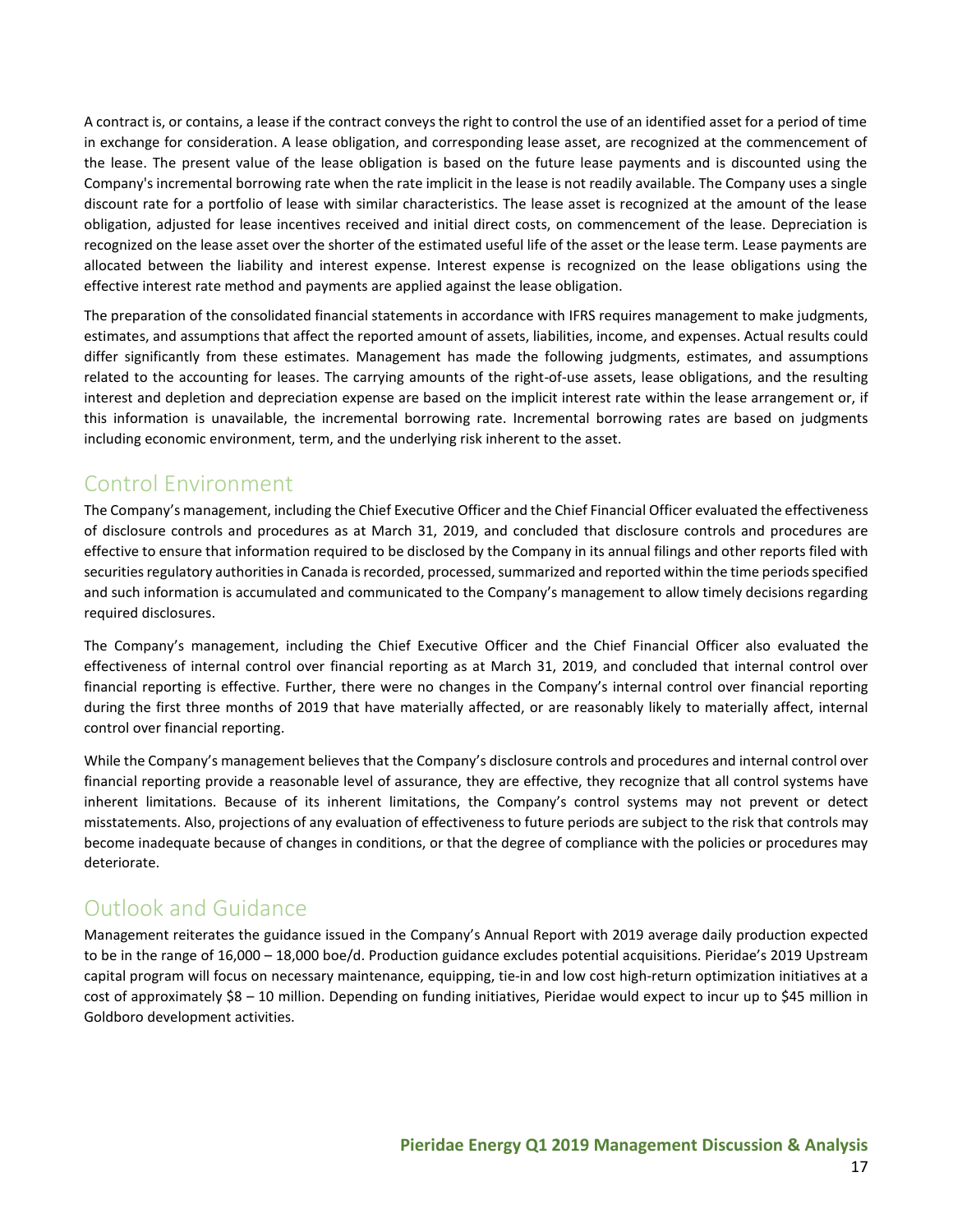A contract is, or contains, a lease if the contract conveys the right to control the use of an identified asset for a period of time in exchange for consideration. A lease obligation, and corresponding lease asset, are recognized at the commencement of the lease. The present value of the lease obligation is based on the future lease payments and is discounted using the Company's incremental borrowing rate when the rate implicit in the lease is not readily available. The Company uses a single discount rate for a portfolio of lease with similar characteristics. The lease asset is recognized at the amount of the lease obligation, adjusted for lease incentives received and initial direct costs, on commencement of the lease. Depreciation is recognized on the lease asset over the shorter of the estimated useful life of the asset or the lease term. Lease payments are allocated between the liability and interest expense. Interest expense is recognized on the lease obligations using the effective interest rate method and payments are applied against the lease obligation.

The preparation of the consolidated financial statements in accordance with IFRS requires management to make judgments, estimates, and assumptions that affect the reported amount of assets, liabilities, income, and expenses. Actual results could differ significantly from these estimates. Management has made the following judgments, estimates, and assumptions related to the accounting for leases. The carrying amounts of the right-of-use assets, lease obligations, and the resulting interest and depletion and depreciation expense are based on the implicit interest rate within the lease arrangement or, if this information is unavailable, the incremental borrowing rate. Incremental borrowing rates are based on judgments including economic environment, term, and the underlying risk inherent to the asset.

## Control Environment

The Company's management, including the Chief Executive Officer and the Chief Financial Officer evaluated the effectiveness of disclosure controls and procedures as at March 31, 2019, and concluded that disclosure controls and procedures are effective to ensure that information required to be disclosed by the Company in its annual filings and other reports filed with securities regulatory authorities in Canada is recorded, processed, summarized and reported within the time periods specified and such information is accumulated and communicated to the Company's management to allow timely decisions regarding required disclosures.

The Company's management, including the Chief Executive Officer and the Chief Financial Officer also evaluated the effectiveness of internal control over financial reporting as at March 31, 2019, and concluded that internal control over financial reporting is effective. Further, there were no changes in the Company's internal control over financial reporting during the first three months of 2019 that have materially affected, or are reasonably likely to materially affect, internal control over financial reporting.

While the Company's management believes that the Company's disclosure controls and procedures and internal control over financial reporting provide a reasonable level of assurance, they are effective, they recognize that all control systems have inherent limitations. Because of its inherent limitations, the Company's control systems may not prevent or detect misstatements. Also, projections of any evaluation of effectiveness to future periods are subject to the risk that controls may become inadequate because of changes in conditions, or that the degree of compliance with the policies or procedures may deteriorate.

## Outlook and Guidance

Management reiterates the guidance issued in the Company's Annual Report with 2019 average daily production expected to be in the range of 16,000 – 18,000 boe/d. Production guidance excludes potential acquisitions. Pieridae's 2019 Upstream capital program will focus on necessary maintenance, equipping, tie-in and low cost high-return optimization initiatives at a cost of approximately $8 – 10 million. Depending on funding initiatives, Pieridae would expect to incur up to $45 million in Goldboro development activities.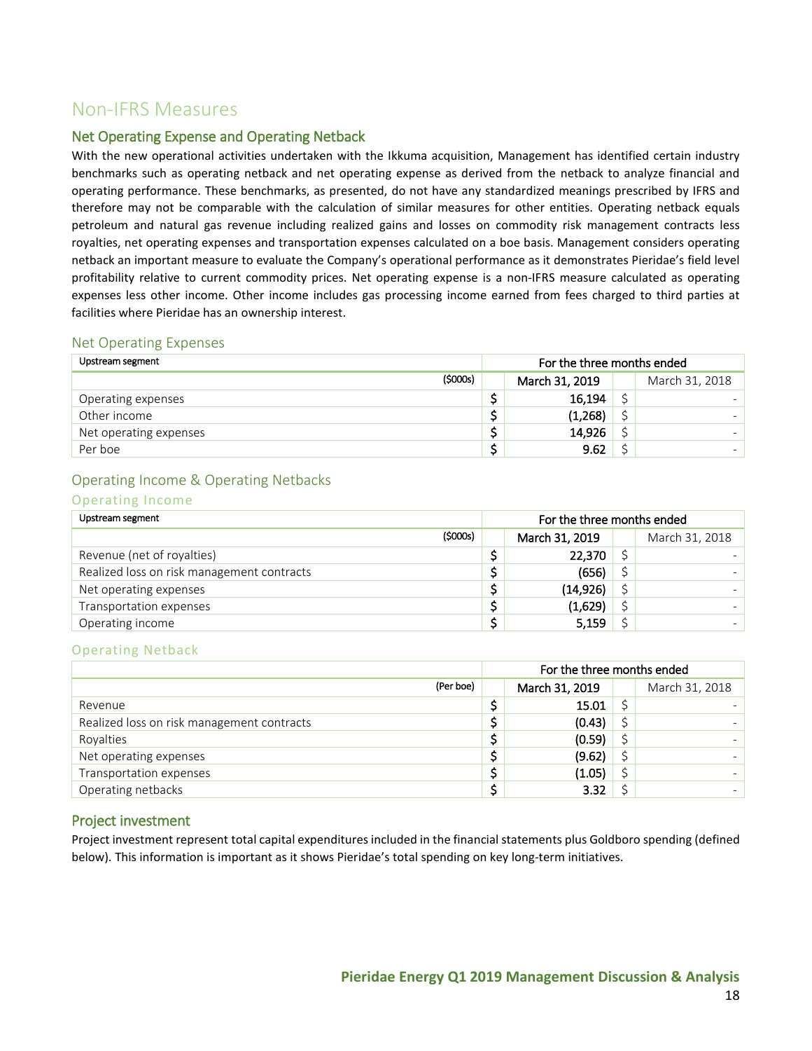# Non-IFRS Measures

## Net Operating Expense and Operating Netback

With the new operational activities undertaken with the Ikkuma acquisition, Management has identified certain industry benchmarks such as operating netback and net operating expense as derived from the netback to analyze financial and operating performance. These benchmarks, as presented, do not have any standardized meanings prescribed by IFRS and therefore may not be comparable with the calculation of similar measures for other entities. Operating netback equals petroleum and natural gas revenue including realized gains and losses on commodity risk management contracts less royalties, net operating expenses and transportation expenses calculated on a boe basis. Management considers operating netback an important measure to evaluate the Company's operational performance as it demonstrates Pieridae's field level profitability relative to current commodity prices. Net operating expense is a non-IFRS measure calculated as operating expenses less other income. Other income includes gas processing income earned from fees charged to third parties at facilities where Pieridae has an ownership interest.

### Net Operating Expenses

| Upstream segment | For the three months ended | | | |
|---|---|---|---|---|
| ($000s) | | March 31, 2019 | | March 31, 2018 |
| Operating expenses | $ | 16,194 | $ | - |
| Other income | $ | (1,268) | $ | - |
| Net operating expenses | $ | 14,926 | $ | - |
| Per boe | $ | 9.62 | $ | - |

### Operating Income & Operating Netbacks

#### Operating Income

| Upstream segment | For the three months ended | | | |
|---|---|---|---|---|
| ($000s) | | March 31, 2019 | | March 31, 2018 |
| Revenue (net of royalties) | $ | 22,370 | $ | - |
| Realized loss on risk management contracts | $ | (656) | $ | - |
| Net operating expenses | $ | (14,926) | $ | - |
| Transportation expenses | $ | (1,629) | $ | - |
| Operating income | $ | 5,159 | $ | - |

#### Operating Netback

| | For the three months ended | | | |
|---|---|---|---|---|
| (Per boe) | | March 31, 2019 | | March 31, 2018 |
| Revenue | $ | 15.01 | $ | - |
| Realized loss on risk management contracts | $ | (0.43) | $ | - |
| Royalties | $ | (0.59) | $ | - |
| Net operating expenses | $ | (9.62) | $ | - |
| Transportation expenses | $ | (1.05) | $ | - |
| Operating netbacks | $ | 3.32 | $ | - |

## Project investment

Project investment represent total capital expenditures included in the financial statements plus Goldboro spending (defined below). This information is important as it shows Pieridae's total spending on key long-term initiatives.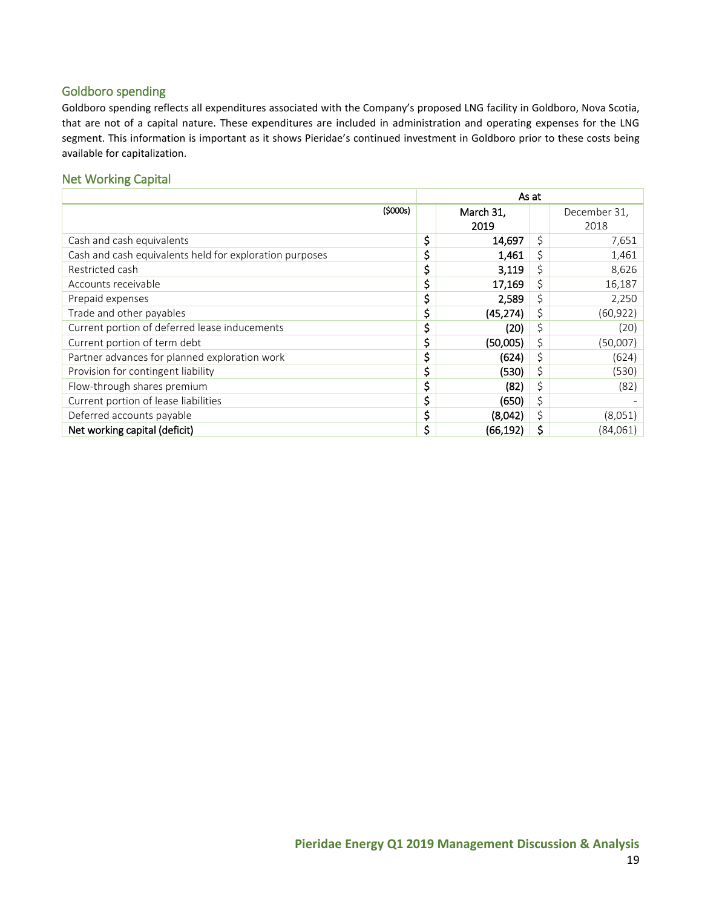## Goldboro spending

Goldboro spending reflects all expenditures associated with the Company's proposed LNG facility in Goldboro, Nova Scotia, that are not of a capital nature. These expenditures are included in administration and operating expenses for the LNG segment. This information is important as it shows Pieridae's continued investment in Goldboro prior to these costs being available for capitalization.

## Net Working Capital

| | As at | | | |
|---|---|---|---|---|
| ($000s) | | **March 31, 2019** | | December 31, 2018 |
| Cash and cash equivalents | **$** | **14,697** | $ | 7,651 |
| Cash and cash equivalents held for exploration purposes | **$** | **1,461** | $ | 1,461 |
| Restricted cash | **$** | **3,119** | $ | 8,626 |
| Accounts receivable | **$** | **17,169** | $ | 16,187 |
| Prepaid expenses | **$** | **2,589** | $ | 2,250 |
| Trade and other payables | **$** | **(45,274)** | $ | (60,922) |
| Current portion of deferred lease inducements | **$** | **(20)** | $ | (20) |
| Current portion of term debt | **$** | **(50,005)** | $ | (50,007) |
| Partner advances for planned exploration work | **$** | **(624)** | $ | (624) |
| Provision for contingent liability | **$** | **(530)** | $ | (530) |
| Flow-through shares premium | **$** | **(82)** | $ | (82) |
| Current portion of lease liabilities | **$** | **(650)** | $ | - |
| Deferred accounts payable | **$** | **(8,042)** | $ | (8,051) |
| Net working capital (deficit) | **$** | **(66,192)** | **$** | (84,061) |